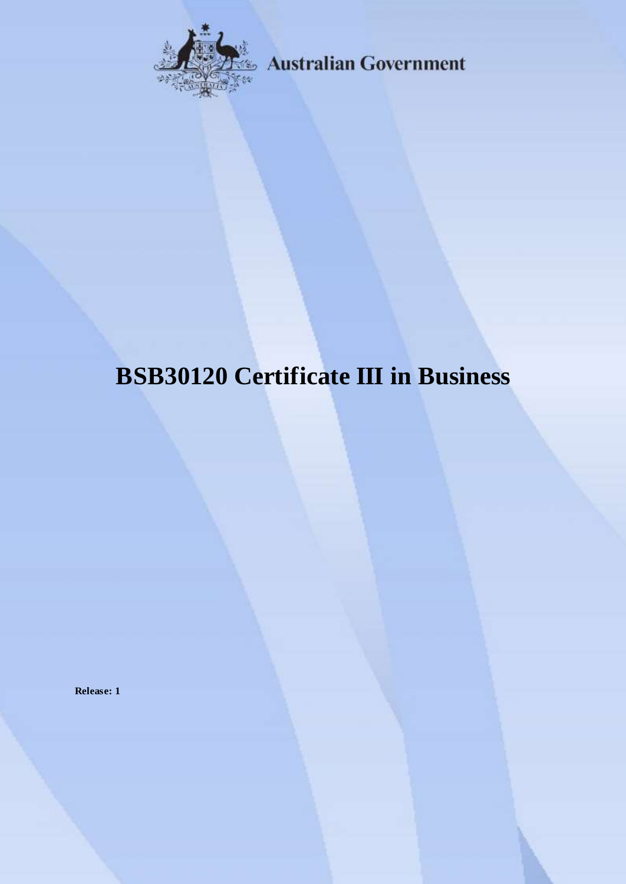Australian Government

# BSB30120 Certificate III in Business

**Release: 1**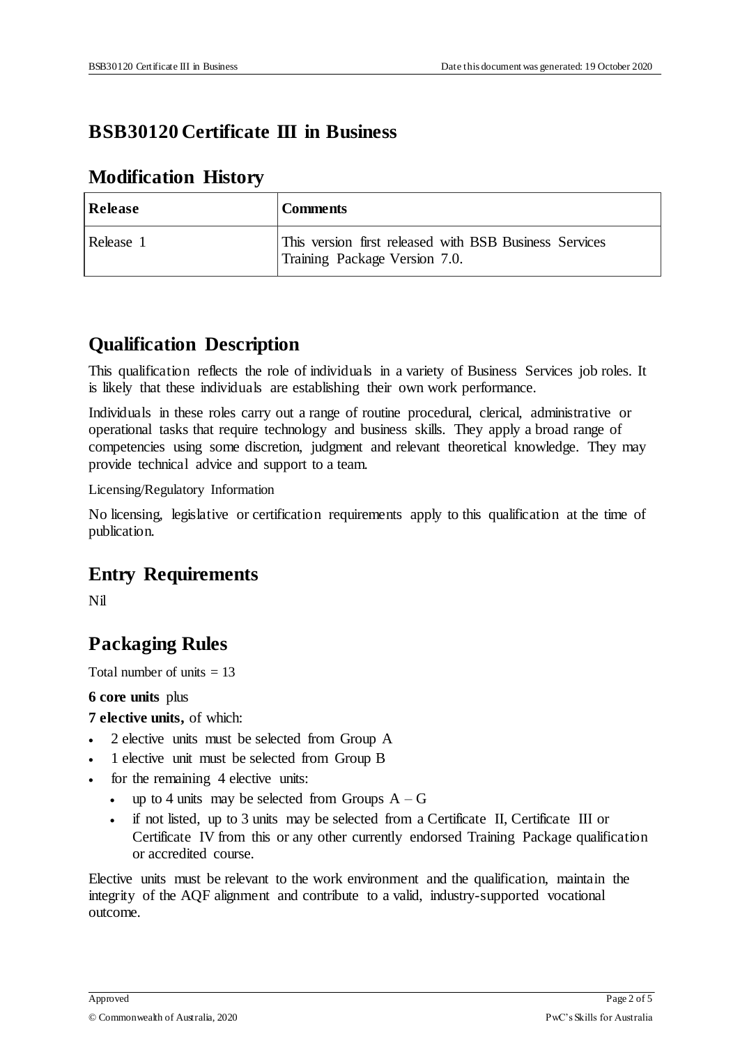# BSB30120 Certificate III in Business

## Modification History

| Release | Comments |
|---|---|
| Release 1 | This version first released with BSB Business Services Training Package Version 7.0. |

## Qualification Description

This qualification reflects the role of individuals in a variety of Business Services job roles. It is likely that these individuals are establishing their own work performance.

Individuals in these roles carry out a range of routine procedural, clerical, administrative or operational tasks that require technology and business skills. They apply a broad range of competencies using some discretion, judgment and relevant theoretical knowledge. They may provide technical advice and support to a team.

Licensing/Regulatory Information

No licensing, legislative or certification requirements apply to this qualification at the time of publication.

## Entry Requirements

Nil

## Packaging Rules

Total number of units = 13

**6 core units** plus

**7 elective units,** of which:

- 2 elective units must be selected from Group A
- 1 elective unit must be selected from Group B
- for the remaining 4 elective units:
  - up to 4 units may be selected from Groups A – G
  - if not listed, up to 3 units may be selected from a Certificate II, Certificate III or Certificate IV from this or any other currently endorsed Training Package qualification or accredited course.

Elective units must be relevant to the work environment and the qualification, maintain the integrity of the AQF alignment and contribute to a valid, industry-supported vocational outcome.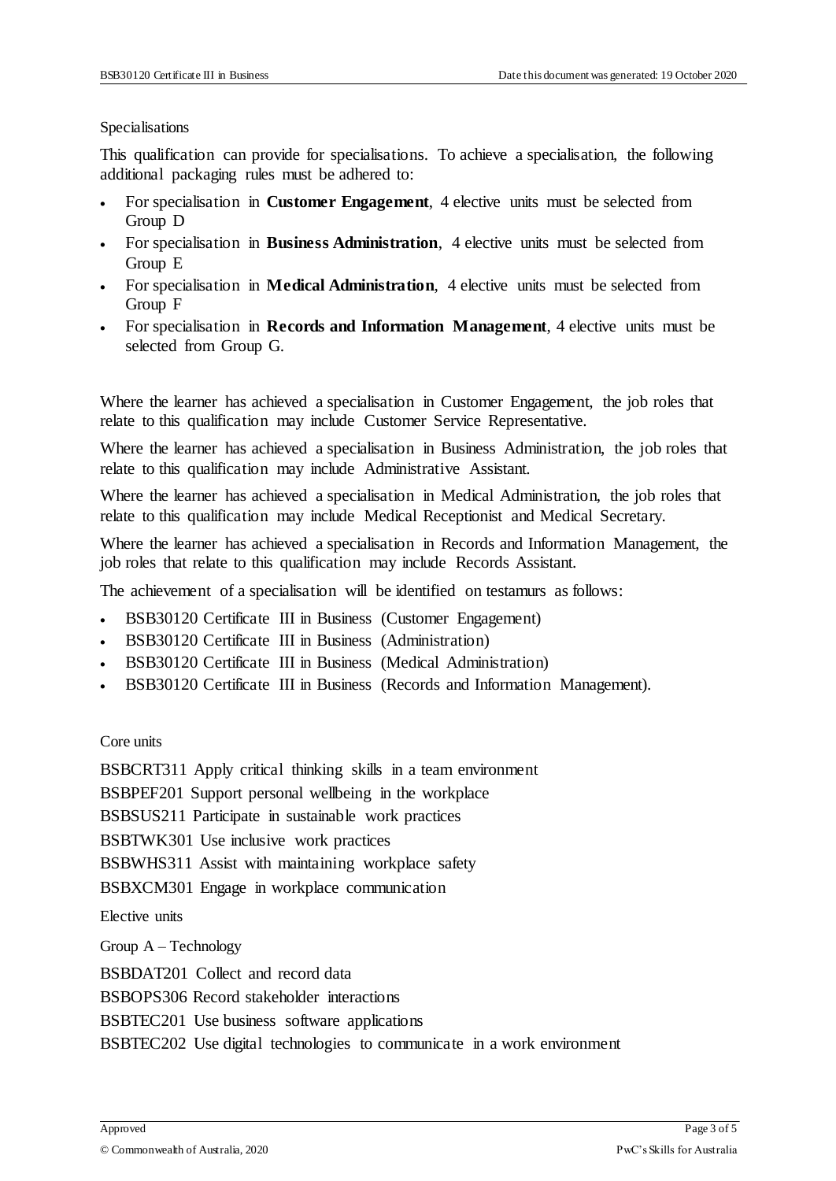Specialisations

This qualification can provide for specialisations. To achieve a specialisation, the following additional packaging rules must be adhered to:

- For specialisation in **Customer Engagement**, 4 elective units must be selected from Group D
- For specialisation in **Business Administration**, 4 elective units must be selected from Group E
- For specialisation in **Medical Administration**, 4 elective units must be selected from Group F
- For specialisation in **Records and Information Management**, 4 elective units must be selected from Group G.

Where the learner has achieved a specialisation in Customer Engagement, the job roles that relate to this qualification may include Customer Service Representative.

Where the learner has achieved a specialisation in Business Administration, the job roles that relate to this qualification may include Administrative Assistant.

Where the learner has achieved a specialisation in Medical Administration, the job roles that relate to this qualification may include Medical Receptionist and Medical Secretary.

Where the learner has achieved a specialisation in Records and Information Management, the job roles that relate to this qualification may include Records Assistant.

The achievement of a specialisation will be identified on testamurs as follows:

- BSB30120 Certificate III in Business (Customer Engagement)
- BSB30120 Certificate III in Business (Administration)
- BSB30120 Certificate III in Business (Medical Administration)
- BSB30120 Certificate III in Business (Records and Information Management).

Core units

BSBCRT311 Apply critical thinking skills in a team environment

BSBPEF201 Support personal wellbeing in the workplace

BSBSUS211 Participate in sustainable work practices

BSBTWK301 Use inclusive work practices

BSBWHS311 Assist with maintaining workplace safety

BSBXCM301 Engage in workplace communication

Elective units

Group A – Technology

BSBDAT201 Collect and record data

BSBOPS306 Record stakeholder interactions

BSBTEC201 Use business software applications

BSBTEC202 Use digital technologies to communicate in a work environment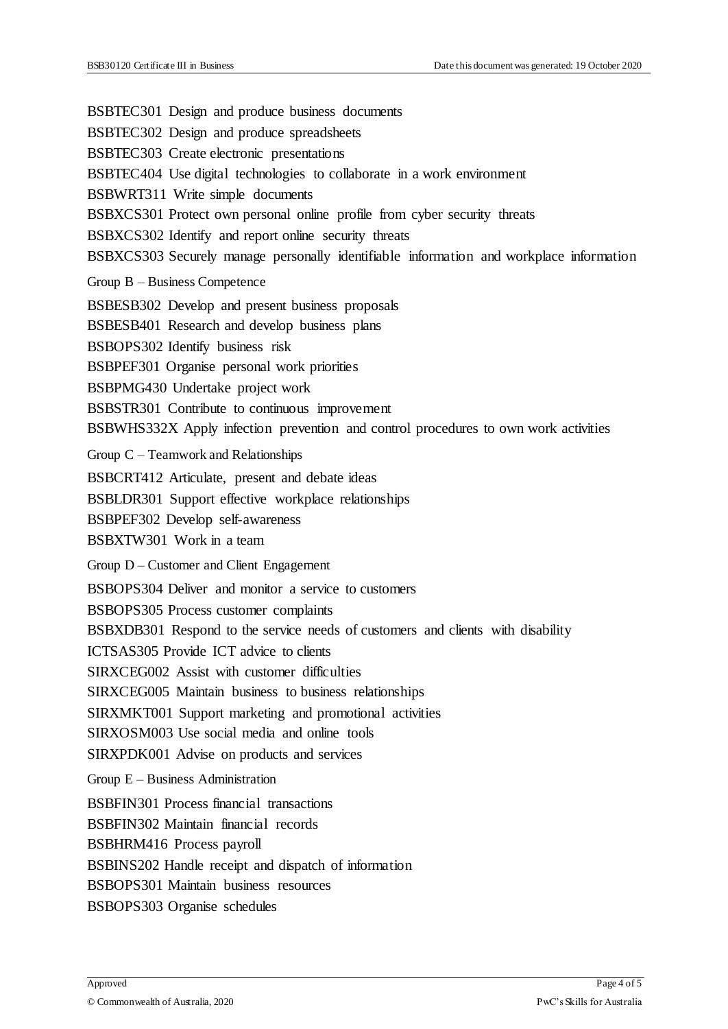BSBTEC301 Design and produce business documents

BSBTEC302 Design and produce spreadsheets

BSBTEC303 Create electronic presentations

BSBTEC404 Use digital technologies to collaborate in a work environment

BSBWRT311 Write simple documents

BSBXCS301 Protect own personal online profile from cyber security threats

BSBXCS302 Identify and report online security threats

BSBXCS303 Securely manage personally identifiable information and workplace information

Group B – Business Competence

BSBESB302 Develop and present business proposals

BSBESB401 Research and develop business plans

BSBOPS302 Identify business risk

BSBPEF301 Organise personal work priorities

BSBPMG430 Undertake project work

BSBSTR301 Contribute to continuous improvement

BSBWHS332X Apply infection prevention and control procedures to own work activities

Group C – Teamwork and Relationships

BSBCRT412 Articulate, present and debate ideas

BSBLDR301 Support effective workplace relationships

BSBPEF302 Develop self-awareness

BSBXTW301 Work in a team

Group D – Customer and Client Engagement

BSBOPS304 Deliver and monitor a service to customers

BSBOPS305 Process customer complaints

BSBXDB301 Respond to the service needs of customers and clients with disability

ICTSAS305 Provide ICT advice to clients

SIRXCEG002 Assist with customer difficulties

SIRXCEG005 Maintain business to business relationships

SIRXMKT001 Support marketing and promotional activities

SIRXOSM003 Use social media and online tools

SIRXPDK001 Advise on products and services

Group E – Business Administration

BSBFIN301 Process financial transactions

BSBFIN302 Maintain financial records

BSBHRM416 Process payroll

BSBINS202 Handle receipt and dispatch of information

BSBOPS301 Maintain business resources

BSBOPS303 Organise schedules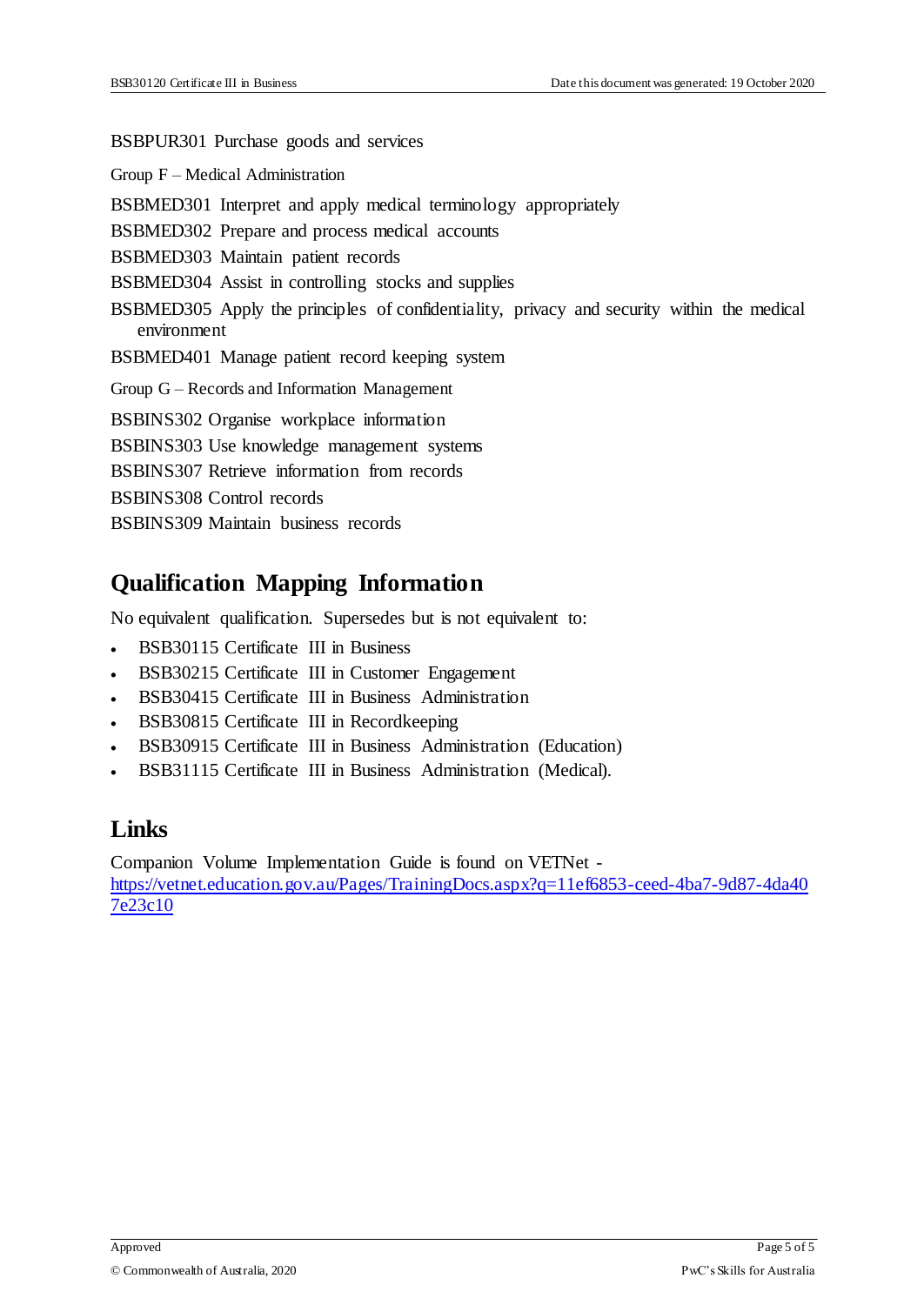BSBPUR301 Purchase goods and services

Group F – Medical Administration

BSBMED301 Interpret and apply medical terminology appropriately

BSBMED302 Prepare and process medical accounts

BSBMED303 Maintain patient records

BSBMED304 Assist in controlling stocks and supplies

BSBMED305 Apply the principles of confidentiality, privacy and security within the medical environment

BSBMED401 Manage patient record keeping system

Group G – Records and Information Management

BSBINS302 Organise workplace information

BSBINS303 Use knowledge management systems

BSBINS307 Retrieve information from records

BSBINS308 Control records

BSBINS309 Maintain business records

## Qualification Mapping Information

No equivalent qualification. Supersedes but is not equivalent to:

- BSB30115 Certificate III in Business
- BSB30215 Certificate III in Customer Engagement
- BSB30415 Certificate III in Business Administration
- BSB30815 Certificate III in Recordkeeping
- BSB30915 Certificate III in Business Administration (Education)
- BSB31115 Certificate III in Business Administration (Medical).

## Links

Companion Volume Implementation Guide is found on VETNet - [https://vetnet.education.gov.au/Pages/TrainingDocs.aspx?q=11ef6853-ceed-4ba7-9d87-4da407e23c10](https://vetnet.education.gov.au/Pages/TrainingDocs.aspx?q=11ef6853-ceed-4ba7-9d87-4da407e23c10)